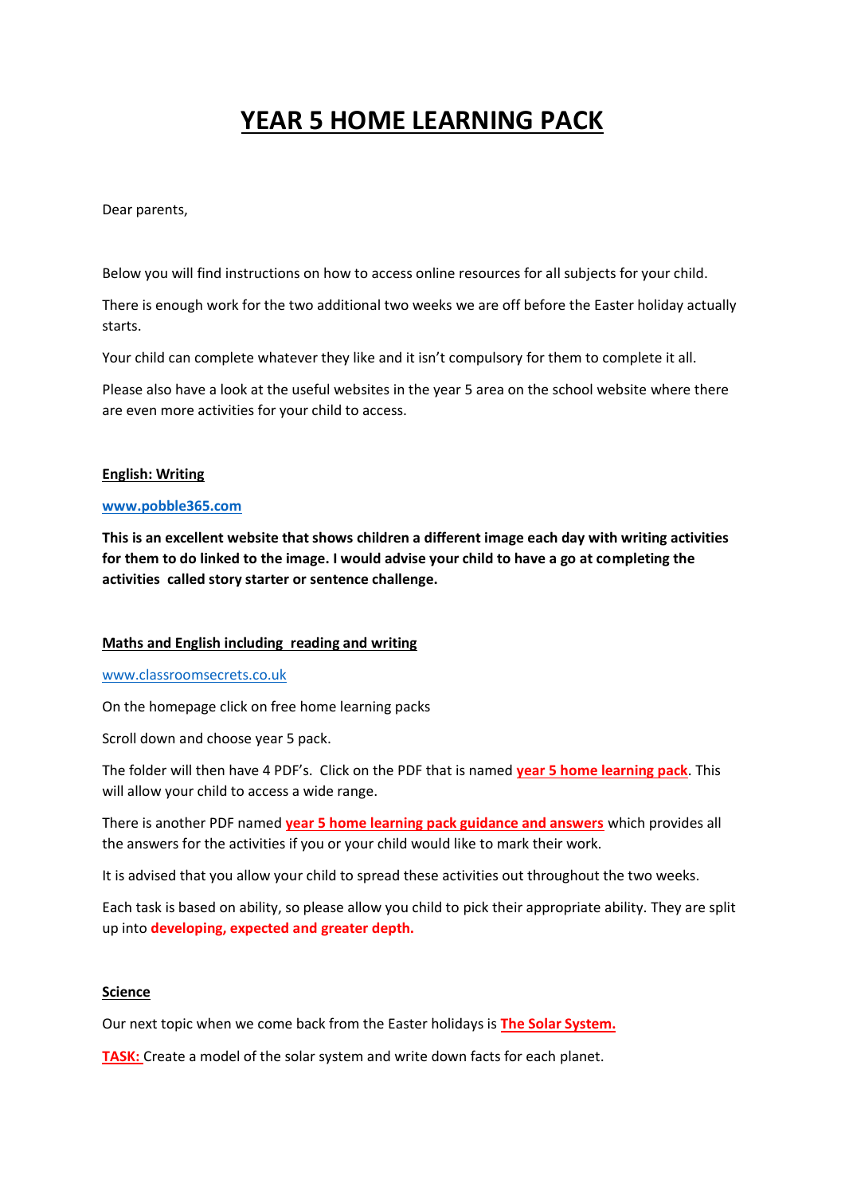# YEAR 5 HOME LEARNING PACK

Dear parents,

Below you will find instructions on how to access online resources for all subjects for your child.

There is enough work for the two additional two weeks we are off before the Easter holiday actually starts.

Your child can complete whatever they like and it isn't compulsory for them to complete it all.

Please also have a look at the useful websites in the year 5 area on the school website where there are even more activities for your child to access.

**English: Writing**

**www.pobble365.com**

**This is an excellent website that shows children a different image each day with writing activities for them to do linked to the image. I would advise your child to have a go at completing the activities called story starter or sentence challenge.**

**Maths and English including reading and writing**

www.classroomsecrets.co.uk

On the homepage click on free home learning packs

Scroll down and choose year 5 pack.

The folder will then have 4 PDF's. Click on the PDF that is named **year 5 home learning pack**. This will allow your child to access a wide range.

There is another PDF named **year 5 home learning pack guidance and answers** which provides all the answers for the activities if you or your child would like to mark their work.

It is advised that you allow your child to spread these activities out throughout the two weeks.

Each task is based on ability, so please allow you child to pick their appropriate ability. They are split up into **developing, expected and greater depth.**

**Science**

Our next topic when we come back from the Easter holidays is **The Solar System.**

**TASK:** Create a model of the solar system and write down facts for each planet.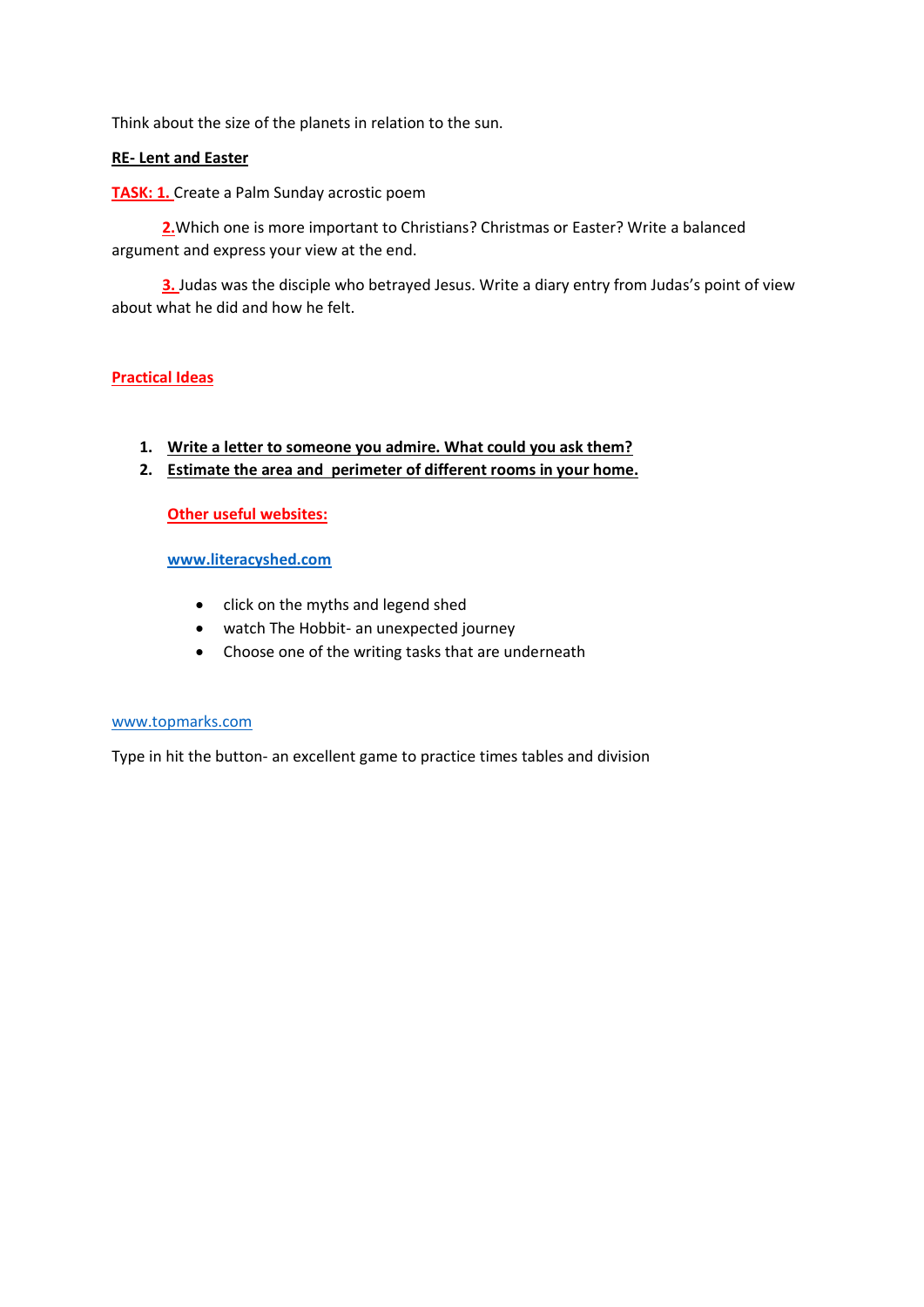Think about the size of the planets in relation to the sun.

**RE- Lent and Easter**

**TASK: 1.** Create a Palm Sunday acrostic poem

**2.** Which one is more important to Christians? Christmas or Easter? Write a balanced argument and express your view at the end.

**3.** Judas was the disciple who betrayed Jesus. Write a diary entry from Judas's point of view about what he did and how he felt.

**Practical Ideas**

1. **Write a letter to someone you admire. What could you ask them?**
2. **Estimate the area and perimeter of different rooms in your home.**

**Other useful websites:**

**www.literacyshed.com**

- click on the myths and legend shed
- watch The Hobbit- an unexpected journey
- Choose one of the writing tasks that are underneath

www.topmarks.com

Type in hit the button- an excellent game to practice times tables and division